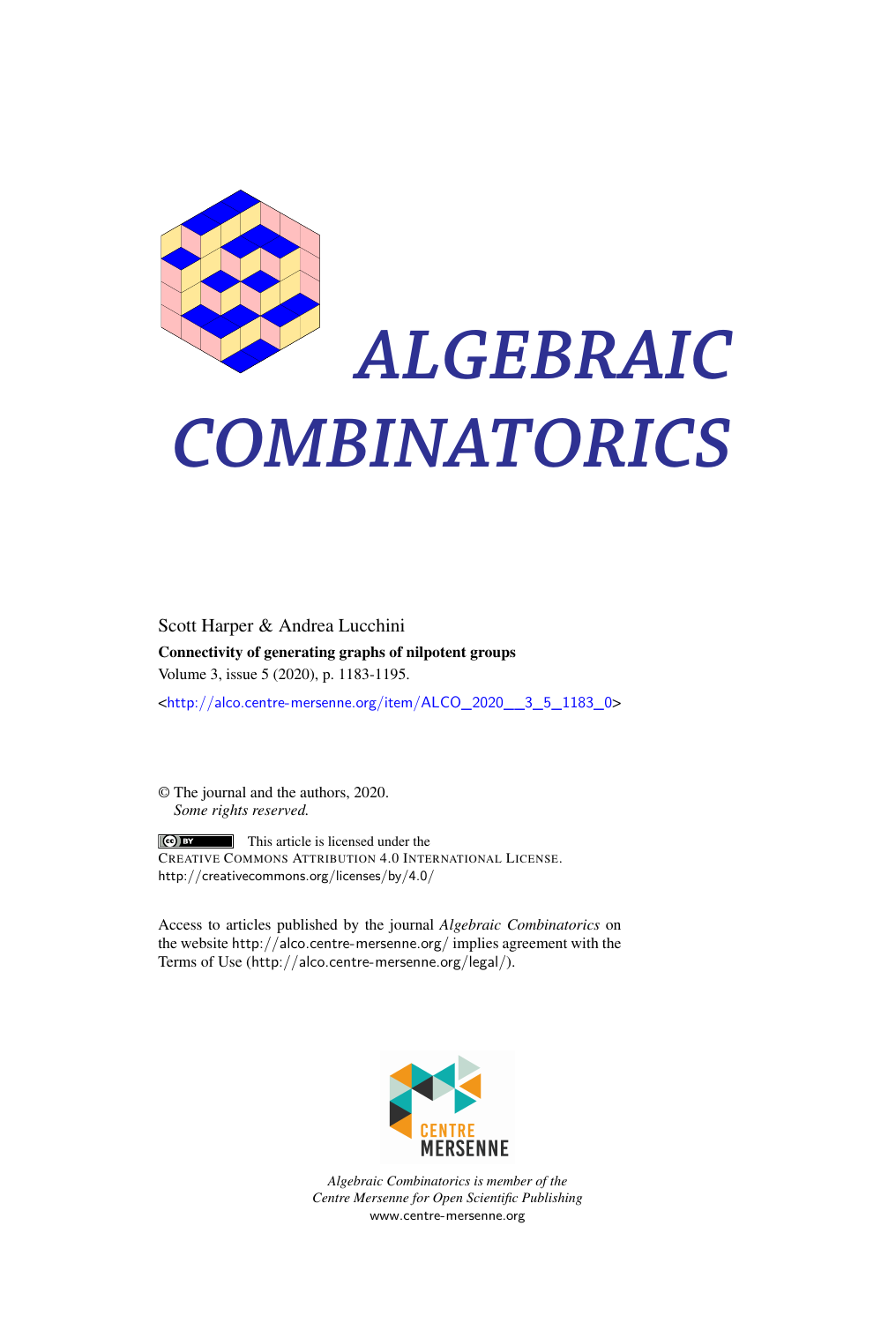# ALGEBRAIC COMBINATORICS

Scott Harper & Andrea Lucchini

**Connectivity of generating graphs of nilpotent groups**

Volume 3, issue 5 (2020), p. 1183-1195.

<http://alco.centre-mersenne.org/item/ALCO_2020__3_5_1183_0>

© The journal and the authors, 2020.
*Some rights reserved.*

This article is licensed under the
CREATIVE COMMONS ATTRIBUTION 4.0 INTERNATIONAL LICENSE.
http://creativecommons.org/licenses/by/4.0/

Access to articles published by the journal *Algebraic Combinatorics* on the website http://alco.centre-mersenne.org/ implies agreement with the Terms of Use (http://alco.centre-mersenne.org/legal/).

CENTRE MERSENNE

*Algebraic Combinatorics is member of the Centre Mersenne for Open Scientific Publishing*
www.centre-mersenne.org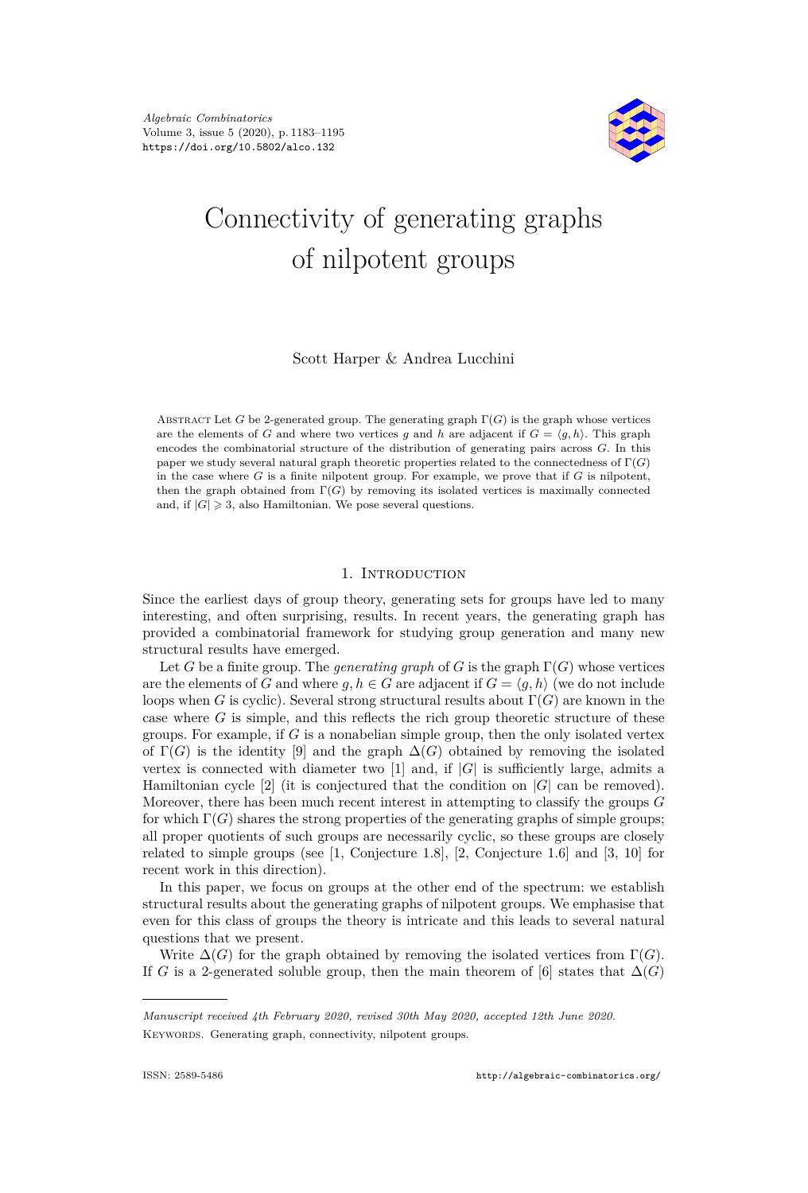Algebraic Combinatorics
Volume 3, issue 5 (2020), p. 1183–1195
https://doi.org/10.5802/alco.132

# Connectivity of generating graphs of nilpotent groups

Scott Harper & Andrea Lucchini

Abstract Let $G$ be 2-generated group. The generating graph $\Gamma(G)$ is the graph whose vertices are the elements of $G$ and where two vertices $g$ and $h$ are adjacent if $G = \langle g, h \rangle$. This graph encodes the combinatorial structure of the distribution of generating pairs across $G$. In this paper we study several natural graph theoretic properties related to the connectedness of $\Gamma(G)$ in the case where $G$ is a finite nilpotent group. For example, we prove that if $G$ is nilpotent, then the graph obtained from $\Gamma(G)$ by removing its isolated vertices is maximally connected and, if $|G| \geqslant 3$, also Hamiltonian. We pose several questions.

## 1. Introduction

Since the earliest days of group theory, generating sets for groups have led to many interesting, and often surprising, results. In recent years, the generating graph has provided a combinatorial framework for studying group generation and many new structural results have emerged.

Let $G$ be a finite group. The *generating graph* of $G$ is the graph $\Gamma(G)$ whose vertices are the elements of $G$ and where $g, h \in G$ are adjacent if $G = \langle g, h \rangle$ (we do not include loops when $G$ is cyclic). Several strong structural results about $\Gamma(G)$ are known in the case where $G$ is simple, and this reflects the rich group theoretic structure of these groups. For example, if $G$ is a nonabelian simple group, then the only isolated vertex of $\Gamma(G)$ is the identity [9] and the graph $\Delta(G)$ obtained by removing the isolated vertex is connected with diameter two [1] and, if $|G|$ is sufficiently large, admits a Hamiltonian cycle [2] (it is conjectured that the condition on $|G|$ can be removed). Moreover, there has been much recent interest in attempting to classify the groups $G$ for which $\Gamma(G)$ shares the strong properties of the generating graphs of simple groups; all proper quotients of such groups are necessarily cyclic, so these groups are closely related to simple groups (see [1, Conjecture 1.8], [2, Conjecture 1.6] and [3, 10] for recent work in this direction).

In this paper, we focus on groups at the other end of the spectrum: we establish structural results about the generating graphs of nilpotent groups. We emphasise that even for this class of groups the theory is intricate and this leads to several natural questions that we present.

Write $\Delta(G)$ for the graph obtained by removing the isolated vertices from $\Gamma(G)$. If $G$ is a 2-generated soluble group, then the main theorem of [6] states that $\Delta(G)$

---

*Manuscript received 4th February 2020, revised 30th May 2020, accepted 12th June 2020.*

Keywords. Generating graph, connectivity, nilpotent groups.

ISSN: 2589-5486 http://algebraic-combinatorics.org/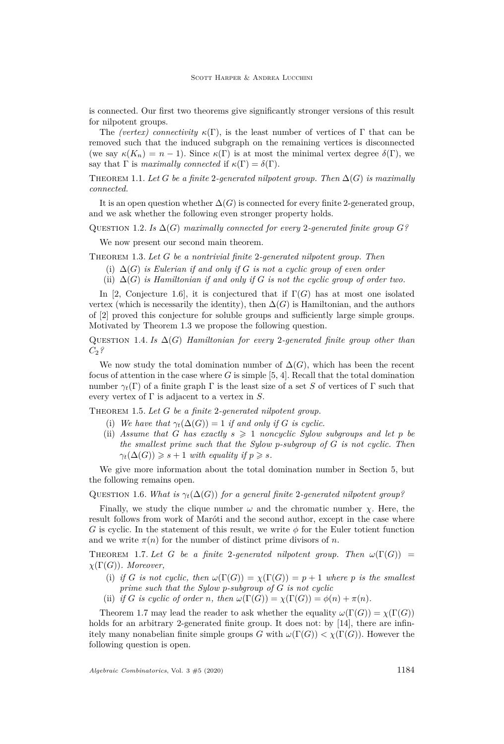is connected. Our first two theorems give significantly stronger versions of this result for nilpotent groups.

The *(vertex) connectivity* $\kappa(\Gamma)$, is the least number of vertices of $\Gamma$ that can be removed such that the induced subgraph on the remaining vertices is disconnected (we say $\kappa(K_n) = n-1$). Since $\kappa(\Gamma)$ is at most the minimal vertex degree $\delta(\Gamma)$, we say that $\Gamma$ is *maximally connected* if $\kappa(\Gamma) = \delta(\Gamma)$.

Theorem 1.1. *Let $G$ be a finite 2-generated nilpotent group. Then $\Delta(G)$ is maximally connected.*

It is an open question whether $\Delta(G)$ is connected for every finite 2-generated group, and we ask whether the following even stronger property holds.

Question 1.2. *Is $\Delta(G)$ maximally connected for every 2-generated finite group $G$?*

We now present our second main theorem.

Theorem 1.3. *Let $G$ be a nontrivial finite 2-generated nilpotent group. Then*

(i) *$\Delta(G)$ is Eulerian if and only if $G$ is not a cyclic group of even order*
(ii) *$\Delta(G)$ is Hamiltonian if and only if $G$ is not the cyclic group of order two.*

In [2, Conjecture 1.6], it is conjectured that if $\Gamma(G)$ has at most one isolated vertex (which is necessarily the identity), then $\Delta(G)$ is Hamiltonian, and the authors of [2] proved this conjecture for soluble groups and sufficiently large simple groups. Motivated by Theorem 1.3 we propose the following question.

Question 1.4. *Is $\Delta(G)$ Hamiltonian for every 2-generated finite group other than $C_2$?*

We now study the total domination number of $\Delta(G)$, which has been the recent focus of attention in the case where $G$ is simple [5, 4]. Recall that the total domination number $\gamma_t(\Gamma)$ of a finite graph $\Gamma$ is the least size of a set $S$ of vertices of $\Gamma$ such that every vertex of $\Gamma$ is adjacent to a vertex in $S$.

Theorem 1.5. *Let $G$ be a finite 2-generated nilpotent group.*

(i) *We have that $\gamma_t(\Delta(G)) = 1$ if and only if $G$ is cyclic.*
(ii) *Assume that $G$ has exactly $s \geqslant 1$ noncyclic Sylow subgroups and let $p$ be the smallest prime such that the Sylow $p$-subgroup of $G$ is not cyclic. Then $\gamma_t(\Delta(G)) \geqslant s+1$ with equality if $p \geqslant s$.*

We give more information about the total domination number in Section 5, but the following remains open.

Question 1.6. *What is $\gamma_t(\Delta(G))$ for a general finite 2-generated nilpotent group?*

Finally, we study the clique number $\omega$ and the chromatic number $\chi$. Here, the result follows from work of Maróti and the second author, except in the case where $G$ is cyclic. In the statement of this result, we write $\phi$ for the Euler totient function and we write $\pi(n)$ for the number of distinct prime divisors of $n$.

Theorem 1.7. *Let $G$ be a finite 2-generated nilpotent group. Then $\omega(\Gamma(G)) = \chi(\Gamma(G))$. Moreover,*

(i) *if $G$ is not cyclic, then $\omega(\Gamma(G)) = \chi(\Gamma(G)) = p+1$ where $p$ is the smallest prime such that the Sylow $p$-subgroup of $G$ is not cyclic*
(ii) *if $G$ is cyclic of order $n$, then $\omega(\Gamma(G)) = \chi(\Gamma(G)) = \phi(n) + \pi(n)$.*

Theorem 1.7 may lead the reader to ask whether the equality $\omega(\Gamma(G)) = \chi(\Gamma(G))$ holds for an arbitrary 2-generated finite group. It does not: by [14], there are infinitely many nonabelian finite simple groups $G$ with $\omega(\Gamma(G)) < \chi(\Gamma(G))$. However the following question is open.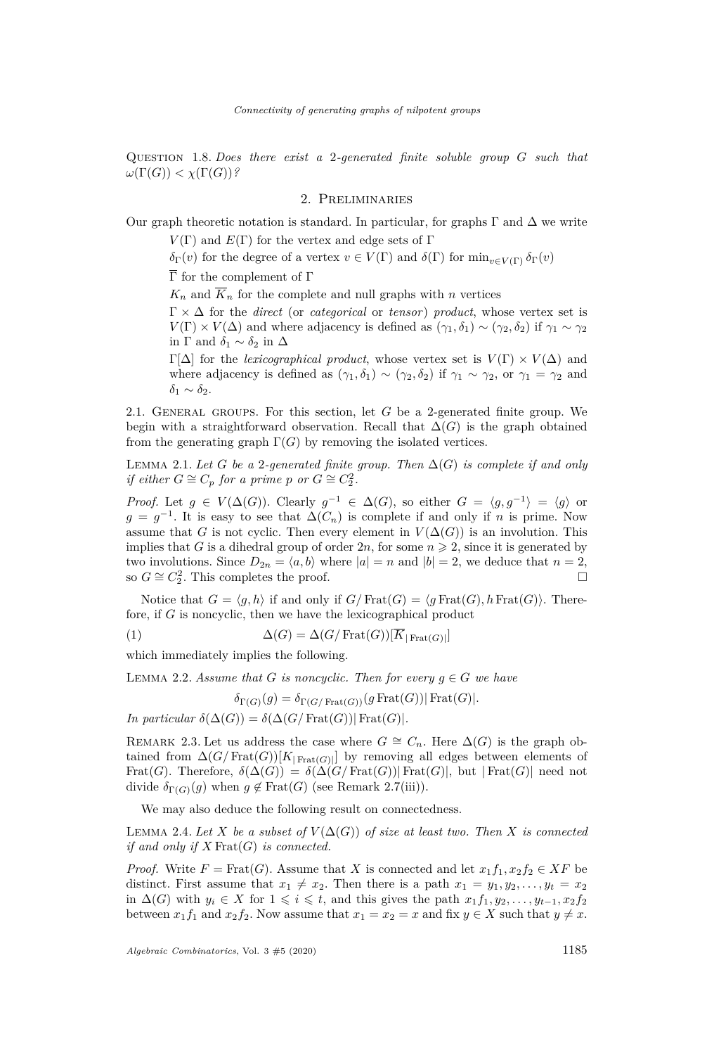Question 1.8. *Does there exist a 2-generated finite soluble group $G$ such that $\omega(\Gamma(G)) < \chi(\Gamma(G))$?*

## 2. Preliminaries

Our graph theoretic notation is standard. In particular, for graphs $\Gamma$ and $\Delta$ we write

$V(\Gamma)$ and $E(\Gamma)$ for the vertex and edge sets of $\Gamma$

$\delta_\Gamma(v)$ for the degree of a vertex $v \in V(\Gamma)$ and $\delta(\Gamma)$ for $\min_{v \in V(\Gamma)} \delta_\Gamma(v)$

$\overline{\Gamma}$ for the complement of $\Gamma$

$K_n$ and $\overline{K}_n$ for the complete and null graphs with $n$ vertices

$\Gamma \times \Delta$ for the *direct* (or *categorical* or *tensor*) *product*, whose vertex set is $V(\Gamma) \times V(\Delta)$ and where adjacency is defined as $(\gamma_1, \delta_1) \sim (\gamma_2, \delta_2)$ if $\gamma_1 \sim \gamma_2$ in $\Gamma$ and $\delta_1 \sim \delta_2$ in $\Delta$

$\Gamma[\Delta]$ for the *lexicographical product*, whose vertex set is $V(\Gamma) \times V(\Delta)$ and where adjacency is defined as $(\gamma_1, \delta_1) \sim (\gamma_2, \delta_2)$ if $\gamma_1 \sim \gamma_2$, or $\gamma_1 = \gamma_2$ and $\delta_1 \sim \delta_2$.

### 2.1. General groups.

For this section, let $G$ be a 2-generated finite group. We begin with a straightforward observation. Recall that $\Delta(G)$ is the graph obtained from the generating graph $\Gamma(G)$ by removing the isolated vertices.

Lemma 2.1. *Let $G$ be a 2-generated finite group. Then $\Delta(G)$ is complete if and only if either $G \cong C_p$ for a prime $p$ or $G \cong C_2^2$.*

*Proof.* Let $g \in V(\Delta(G))$. Clearly $g^{-1} \in \Delta(G)$, so either $G = \langle g, g^{-1} \rangle = \langle g \rangle$ or $g = g^{-1}$. It is easy to see that $\Delta(C_n)$ is complete if and only if $n$ is prime. Now assume that $G$ is not cyclic. Then every element in $V(\Delta(G))$ is an involution. This implies that $G$ is a dihedral group of order $2n$, for some $n \geqslant 2$, since it is generated by two involutions. Since $D_{2n} = \langle a, b \rangle$ where $|a| = n$ and $|b| = 2$, we deduce that $n = 2$, so $G \cong C_2^2$. This completes the proof. $\square$

Notice that $G = \langle g, h \rangle$ if and only if $G/\operatorname{Frat}(G) = \langle g \operatorname{Frat}(G), h \operatorname{Frat}(G) \rangle$. Therefore, if $G$ is noncyclic, then we have the lexicographical product

$$\Delta(G) = \Delta(G/\operatorname{Frat}(G))[\overline{K}_{|\operatorname{Frat}(G)|}] \tag{1}$$

which immediately implies the following.

Lemma 2.2. *Assume that $G$ is noncyclic. Then for every $g \in G$ we have*

$$\delta_{\Gamma(G)}(g) = \delta_{\Gamma(G/\operatorname{Frat}(G))}(g \operatorname{Frat}(G)) |\operatorname{Frat}(G)|.$$

*In particular $\delta(\Delta(G)) = \delta(\Delta(G/\operatorname{Frat}(G)) |\operatorname{Frat}(G)|$.*

Remark 2.3. Let us address the case where $G \cong C_n$. Here $\Delta(G)$ is the graph obtained from $\Delta(G/\operatorname{Frat}(G))[K_{|\operatorname{Frat}(G)|}]$ by removing all edges between elements of $\operatorname{Frat}(G)$. Therefore, $\delta(\Delta(G)) = \delta(\Delta(G/\operatorname{Frat}(G)) |\operatorname{Frat}(G)|$, but $|\operatorname{Frat}(G)|$ need not divide $\delta_{\Gamma(G)}(g)$ when $g \notin \operatorname{Frat}(G)$ (see Remark 2.7(iii)).

We may also deduce the following result on connectedness.

Lemma 2.4. *Let $X$ be a subset of $V(\Delta(G))$ of size at least two. Then $X$ is connected if and only if $X \operatorname{Frat}(G)$ is connected.*

*Proof.* Write $F = \operatorname{Frat}(G)$. Assume that $X$ is connected and let $x_1 f_1, x_2 f_2 \in XF$ be distinct. First assume that $x_1 \neq x_2$. Then there is a path $x_1 = y_1, y_2, \ldots, y_t = x_2$ in $\Delta(G)$ with $y_i \in X$ for $1 \leqslant i \leqslant t$, and this gives the path $x_1 f_1, y_2, \ldots, y_{t-1}, x_2 f_2$ between $x_1 f_1$ and $x_2 f_2$. Now assume that $x_1 = x_2 = x$ and fix $y \in X$ such that $y \neq x$.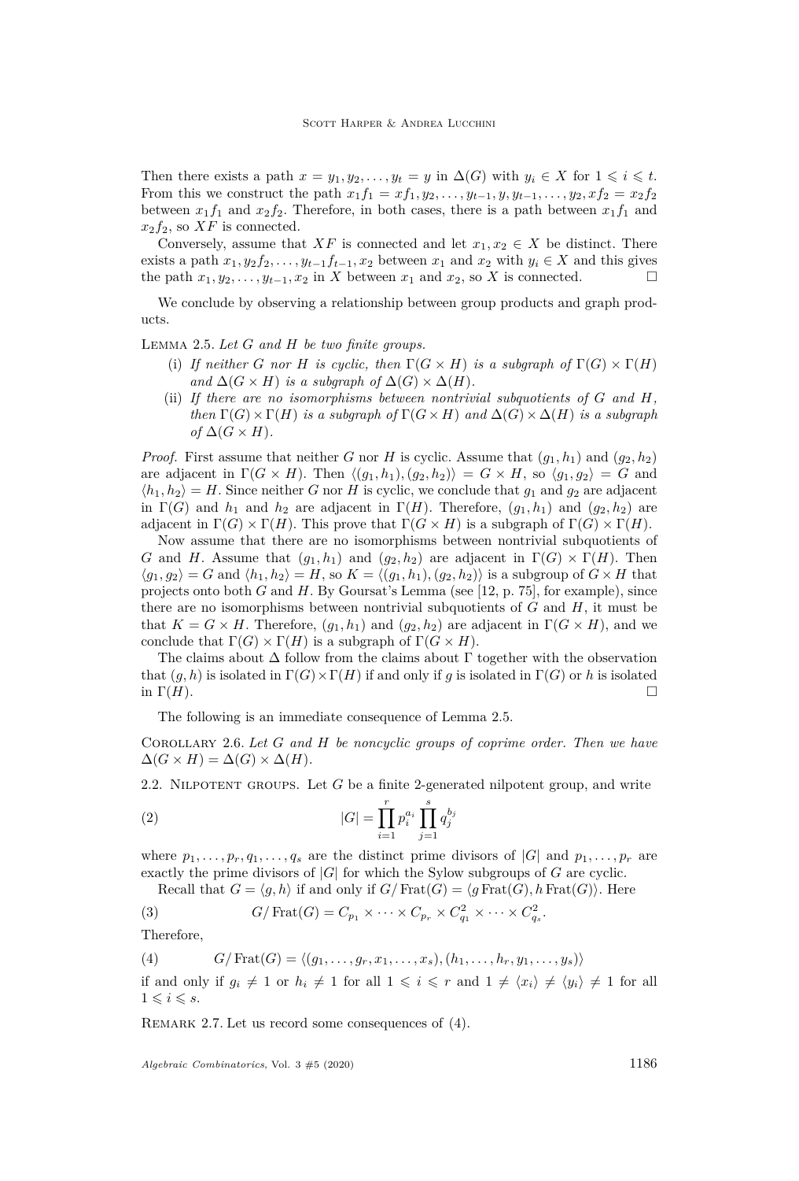Then there exists a path $x = y_1, y_2, \dots, y_t = y$ in $\Delta(G)$ with $y_i \in X$ for $1 \leqslant i \leqslant t$. From this we construct the path $x_1f_1 = xf_1, y_2, \dots, y_{t-1}, y, y_{t-1}, \dots, y_2, xf_2 = x_2f_2$ between $x_1f_1$ and $x_2f_2$. Therefore, in both cases, there is a path between $x_1f_1$ and $x_2f_2$, so $XF$ is connected.

Conversely, assume that $XF$ is connected and let $x_1, x_2 \in X$ be distinct. There exists a path $x_1, y_2f_2, \dots, y_{t-1}f_{t-1}, x_2$ between $x_1$ and $x_2$ with $y_i \in X$ and this gives the path $x_1, y_2, \dots, y_{t-1}, x_2$ in $X$ between $x_1$ and $x_2$, so $X$ is connected. □

We conclude by observing a relationship between group products and graph products.

Lemma 2.5. *Let $G$ and $H$ be two finite groups.*

(i) *If neither $G$ nor $H$ is cyclic, then $\Gamma(G \times H)$ is a subgraph of $\Gamma(G) \times \Gamma(H)$ and $\Delta(G \times H)$ is a subgraph of $\Delta(G) \times \Delta(H)$.*

(ii) *If there are no isomorphisms between nontrivial subquotients of $G$ and $H$, then $\Gamma(G) \times \Gamma(H)$ is a subgraph of $\Gamma(G \times H)$ and $\Delta(G) \times \Delta(H)$ is a subgraph of $\Delta(G \times H)$.*

*Proof.* First assume that neither $G$ nor $H$ is cyclic. Assume that $(g_1, h_1)$ and $(g_2, h_2)$ are adjacent in $\Gamma(G \times H)$. Then $\langle (g_1, h_1), (g_2, h_2) \rangle = G \times H$, so $\langle g_1, g_2 \rangle = G$ and $\langle h_1, h_2 \rangle = H$. Since neither $G$ nor $H$ is cyclic, we conclude that $g_1$ and $g_2$ are adjacent in $\Gamma(G)$ and $h_1$ and $h_2$ are adjacent in $\Gamma(H)$. Therefore, $(g_1, h_1)$ and $(g_2, h_2)$ are adjacent in $\Gamma(G) \times \Gamma(H)$. This prove that $\Gamma(G \times H)$ is a subgraph of $\Gamma(G) \times \Gamma(H)$.

Now assume that there are no isomorphisms between nontrivial subquotients of $G$ and $H$. Assume that $(g_1, h_1)$ and $(g_2, h_2)$ are adjacent in $\Gamma(G) \times \Gamma(H)$. Then $\langle g_1, g_2 \rangle = G$ and $\langle h_1, h_2 \rangle = H$, so $K = \langle (g_1, h_1), (g_2, h_2) \rangle$ is a subgroup of $G \times H$ that projects onto both $G$ and $H$. By Goursat's Lemma (see [12, p. 75], for example), since there are no isomorphisms between nontrivial subquotients of $G$ and $H$, it must be that $K = G \times H$. Therefore, $(g_1, h_1)$ and $(g_2, h_2)$ are adjacent in $\Gamma(G \times H)$, and we conclude that $\Gamma(G) \times \Gamma(H)$ is a subgraph of $\Gamma(G \times H)$.

The claims about $\Delta$ follow from the claims about $\Gamma$ together with the observation that $(g, h)$ is isolated in $\Gamma(G) \times \Gamma(H)$ if and only if $g$ is isolated in $\Gamma(G)$ or $h$ is isolated in $\Gamma(H)$. □

The following is an immediate consequence of Lemma 2.5.

Corollary 2.6. *Let $G$ and $H$ be noncyclic groups of coprime order. Then we have $\Delta(G \times H) = \Delta(G) \times \Delta(H)$.*

## 2.2. Nilpotent groups.

Let $G$ be a finite 2-generated nilpotent group, and write

$$|G| = \prod_{i=1}^{r} p_i^{a_i} \prod_{j=1}^{s} q_j^{b_j} \tag{2}$$

where $p_1, \dots, p_r, q_1, \dots, q_s$ are the distinct prime divisors of $|G|$ and $p_1, \dots, p_r$ are exactly the prime divisors of $|G|$ for which the Sylow subgroups of $G$ are cyclic.

Recall that $G = \langle g, h \rangle$ if and only if $G/\operatorname{Frat}(G) = \langle g \operatorname{Frat}(G), h \operatorname{Frat}(G) \rangle$. Here

$$G/\operatorname{Frat}(G) = C_{p_1} \times \cdots \times C_{p_r} \times C_{q_1}^2 \times \cdots \times C_{q_s}^2. \tag{3}$$

Therefore,

$$G/\operatorname{Frat}(G) = \langle (g_1, \dots, g_r, x_1, \dots, x_s), (h_1, \dots, h_r, y_1, \dots, y_s) \rangle \tag{4}$$

if and only if $g_i \neq 1$ or $h_i \neq 1$ for all $1 \leqslant i \leqslant r$ and $1 \neq \langle x_i \rangle \neq \langle y_i \rangle \neq 1$ for all $1 \leqslant i \leqslant s$.

Remark 2.7. Let us record some consequences of (4).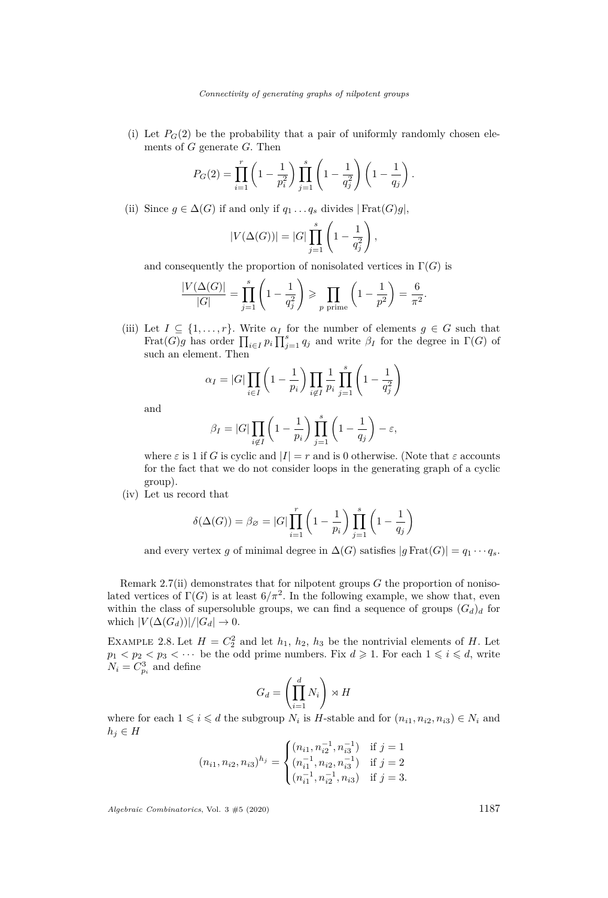(i) Let $P_G(2)$ be the probability that a pair of uniformly randomly chosen elements of $G$ generate $G$. Then

$$P_G(2) = \prod_{i=1}^{r}\left(1-\frac{1}{p_i^2}\right)\prod_{j=1}^{s}\left(1-\frac{1}{q_j^2}\right)\left(1-\frac{1}{q_j}\right).$$

(ii) Since $g \in \Delta(G)$ if and only if $q_1 \dots q_s$ divides $|\operatorname{Frat}(G)g|$,

$$|V(\Delta(G))| = |G|\prod_{j=1}^{s}\left(1-\frac{1}{q_j^2}\right),$$

and consequently the proportion of nonisolated vertices in $\Gamma(G)$ is

$$\frac{|V(\Delta(G)|}{|G|} = \prod_{j=1}^{s}\left(1-\frac{1}{q_j^2}\right) \geqslant \prod_{p \text{ prime}}\left(1-\frac{1}{p^2}\right) = \frac{6}{\pi^2}.$$

(iii) Let $I \subseteq \{1, \dots, r\}$. Write $\alpha_I$ for the number of elements $g \in G$ such that $\operatorname{Frat}(G)g$ has order $\prod_{i \in I} p_i \prod_{j=1}^{s} q_j$ and write $\beta_I$ for the degree in $\Gamma(G)$ of such an element. Then

$$\alpha_I = |G|\prod_{i\in I}\left(1-\frac{1}{p_i}\right)\prod_{i \notin I}\frac{1}{p_i}\prod_{j=1}^{s}\left(1-\frac{1}{q_j^2}\right)$$

and

$$\beta_I = |G|\prod_{i \notin I}\left(1-\frac{1}{p_i}\right)\prod_{j=1}^{s}\left(1-\frac{1}{q_j}\right) - \varepsilon,$$

where $\varepsilon$ is 1 if $G$ is cyclic and $|I| = r$ and is 0 otherwise. (Note that $\varepsilon$ accounts for the fact that we do not consider loops in the generating graph of a cyclic group).

(iv) Let us record that

$$\delta(\Delta(G)) = \beta_\varnothing = |G|\prod_{i=1}^{r}\left(1-\frac{1}{p_i}\right)\prod_{j=1}^{s}\left(1-\frac{1}{q_j}\right)$$

and every vertex $g$ of minimal degree in $\Delta(G)$ satisfies $|g\operatorname{Frat}(G)| = q_1 \cdots q_s$.

Remark 2.7(ii) demonstrates that for nilpotent groups $G$ the proportion of nonisolated vertices of $\Gamma(G)$ is at least $6/\pi^2$. In the following example, we show that, even within the class of supersoluble groups, we can find a sequence of groups $(G_d)_d$ for which $|V(\Delta(G_d))|/|G_d| \to 0$.

Example 2.8. Let $H = C_2^2$ and let $h_1$, $h_2$, $h_3$ be the nontrivial elements of $H$. Let $p_1 < p_2 < p_3 < \cdots$ be the odd prime numbers. Fix $d \geqslant 1$. For each $1 \leqslant i \leqslant d$, write $N_i = C_{p_i}^3$ and define

$$G_d = \left(\prod_{i=1}^{d} N_i\right) \rtimes H$$

where for each $1 \leqslant i \leqslant d$ the subgroup $N_i$ is $H$-stable and for $(n_{i1}, n_{i2}, n_{i3}) \in N_i$ and $h_j \in H$

$$(n_{i1}, n_{i2}, n_{i3})^{h_j} = \begin{cases} (n_{i1}, n_{i2}^{-1}, n_{i3}^{-1}) & \text{if } j = 1 \\ (n_{i1}^{-1}, n_{i2}, n_{i3}^{-1}) & \text{if } j = 2 \\ (n_{i1}^{-1}, n_{i2}^{-1}, n_{i3}) & \text{if } j = 3. \end{cases}$$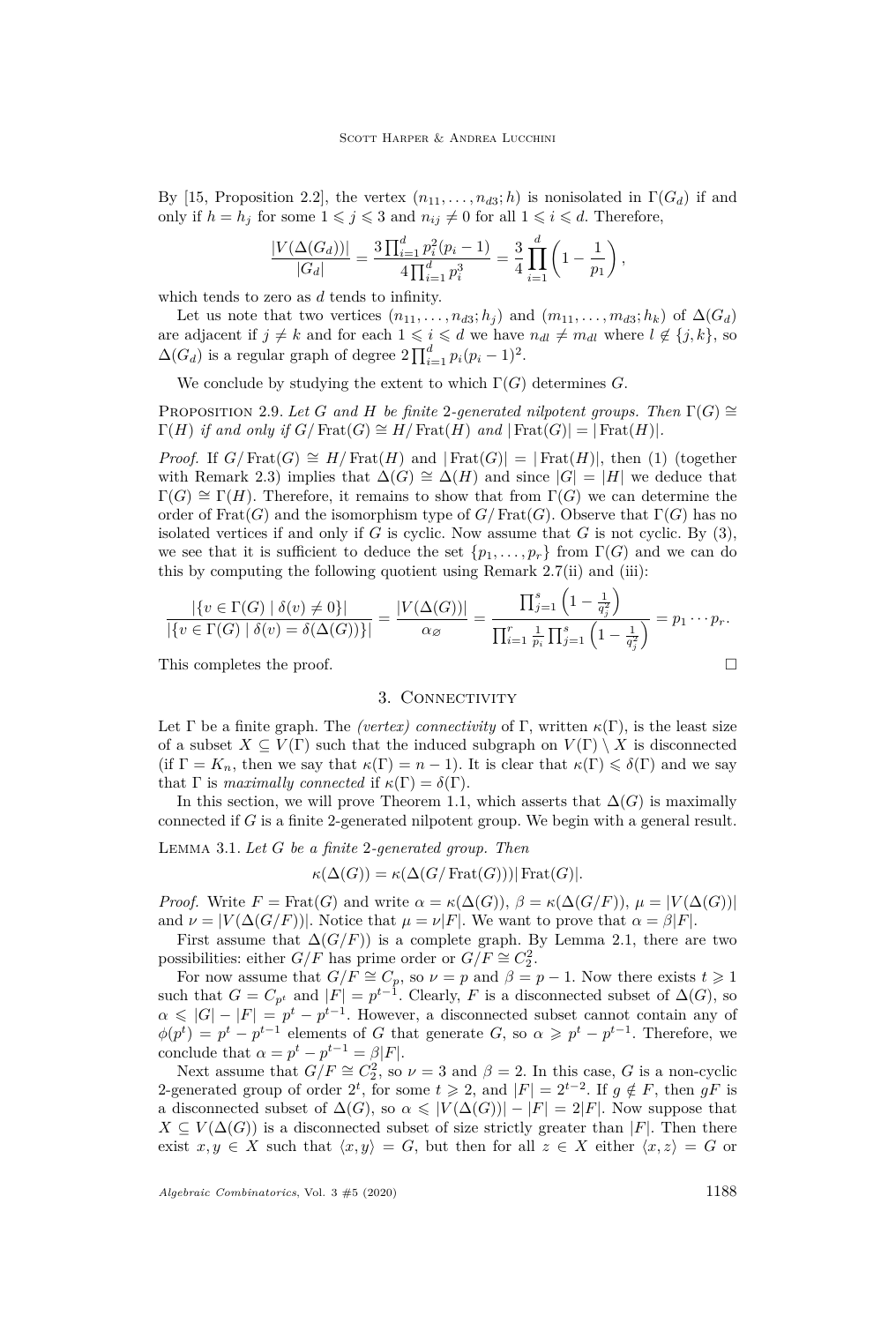By [15, Proposition 2.2], the vertex $(n_{11}, \ldots, n_{d3}; h)$ is nonisolated in $\Gamma(G_d)$ if and only if $h = h_j$ for some $1 \leqslant j \leqslant 3$ and $n_{ij} \neq 0$ for all $1 \leqslant i \leqslant d$. Therefore,

$$\frac{|V(\Delta(G_d))|}{|G_d|} = \frac{3\prod_{i=1}^{d} p_i^2(p_i - 1)}{4\prod_{i=1}^{d} p_i^3} = \frac{3}{4}\prod_{i=1}^{d}\left(1 - \frac{1}{p_1}\right),$$

which tends to zero as $d$ tends to infinity.

Let us note that two vertices $(n_{11}, \ldots, n_{d3}; h_j)$ and $(m_{11}, \ldots, m_{d3}; h_k)$ of $\Delta(G_d)$ are adjacent if $j \neq k$ and for each $1 \leqslant i \leqslant d$ we have $n_{dl} \neq m_{dl}$ where $l \notin \{j, k\}$, so $\Delta(G_d)$ is a regular graph of degree $2\prod_{i=1}^{d} p_i(p_i - 1)^2$.

We conclude by studying the extent to which $\Gamma(G)$ determines $G$.

Proposition 2.9. *Let $G$ and $H$ be finite 2-generated nilpotent groups. Then $\Gamma(G) \cong \Gamma(H)$ if and only if $G/\mathrm{Frat}(G) \cong H/\mathrm{Frat}(H)$ and $|\mathrm{Frat}(G)| = |\mathrm{Frat}(H)|$.*

*Proof.* If $G/\mathrm{Frat}(G) \cong H/\mathrm{Frat}(H)$ and $|\mathrm{Frat}(G)| = |\mathrm{Frat}(H)|$, then (1) (together with Remark 2.3) implies that $\Delta(G) \cong \Delta(H)$ and since $|G| = |H|$ we deduce that $\Gamma(G) \cong \Gamma(H)$. Therefore, it remains to show that from $\Gamma(G)$ we can determine the order of $\mathrm{Frat}(G)$ and the isomorphism type of $G/\mathrm{Frat}(G)$. Observe that $\Gamma(G)$ has no isolated vertices if and only if $G$ is cyclic. Now assume that $G$ is not cyclic. By (3), we see that it is sufficient to deduce the set $\{p_1, \ldots, p_r\}$ from $\Gamma(G)$ and we can do this by computing the following quotient using Remark 2.7(ii) and (iii):

$$\frac{|\{v \in \Gamma(G) \mid \delta(v) \neq 0\}|}{|\{v \in \Gamma(G) \mid \delta(v) = \delta(\Delta(G))\}|} = \frac{|V(\Delta(G))|}{\alpha_\varnothing} = \frac{\prod_{j=1}^{s}\left(1 - \frac{1}{q_j^2}\right)}{\prod_{i=1}^{r}\frac{1}{p_i}\prod_{j=1}^{s}\left(1 - \frac{1}{q_j^2}\right)} = p_1 \cdots p_r.$$

This completes the proof. $\square$

## 3. Connectivity

Let $\Gamma$ be a finite graph. The *(vertex) connectivity* of $\Gamma$, written $\kappa(\Gamma)$, is the least size of a subset $X \subseteq V(\Gamma)$ such that the induced subgraph on $V(\Gamma) \setminus X$ is disconnected (if $\Gamma = K_n$, then we say that $\kappa(\Gamma) = n - 1$). It is clear that $\kappa(\Gamma) \leqslant \delta(\Gamma)$ and we say that $\Gamma$ is *maximally connected* if $\kappa(\Gamma) = \delta(\Gamma)$.

In this section, we will prove Theorem 1.1, which asserts that $\Delta(G)$ is maximally connected if $G$ is a finite 2-generated nilpotent group. We begin with a general result.

Lemma 3.1. *Let $G$ be a finite 2-generated group. Then*

$$\kappa(\Delta(G)) = \kappa(\Delta(G/\mathrm{Frat}(G)))|\mathrm{Frat}(G)|.$$

*Proof.* Write $F = \mathrm{Frat}(G)$ and write $\alpha = \kappa(\Delta(G))$, $\beta = \kappa(\Delta(G/F))$, $\mu = |V(\Delta(G))|$ and $\nu = |V(\Delta(G/F))|$. Notice that $\mu = \nu|F|$. We want to prove that $\alpha = \beta|F|$.

First assume that $\Delta(G/F)$ is a complete graph. By Lemma 2.1, there are two possibilities: either $G/F$ has prime order or $G/F \cong C_2^2$.

For now assume that $G/F \cong C_p$, so $\nu = p$ and $\beta = p - 1$. Now there exists $t \geqslant 1$ such that $G = C_{p^t}$ and $|F| = p^{t-1}$. Clearly, $F$ is a disconnected subset of $\Delta(G)$, so $\alpha \leqslant |G| - |F| = p^t - p^{t-1}$. However, a disconnected subset cannot contain any of $\phi(p^t) = p^t - p^{t-1}$ elements of $G$ that generate $G$, so $\alpha \geqslant p^t - p^{t-1}$. Therefore, we conclude that $\alpha = p^t - p^{t-1} = \beta|F|$.

Next assume that $G/F \cong C_2^2$, so $\nu = 3$ and $\beta = 2$. In this case, $G$ is a non-cyclic 2-generated group of order $2^t$, for some $t \geqslant 2$, and $|F| = 2^{t-2}$. If $g \notin F$, then $gF$ is a disconnected subset of $\Delta(G)$, so $\alpha \leqslant |V(\Delta(G))| - |F| = 2|F|$. Now suppose that $X \subseteq V(\Delta(G))$ is a disconnected subset of size strictly greater than $|F|$. Then there exist $x, y \in X$ such that $\langle x, y\rangle = G$, but then for all $z \in X$ either $\langle x, z\rangle = G$ or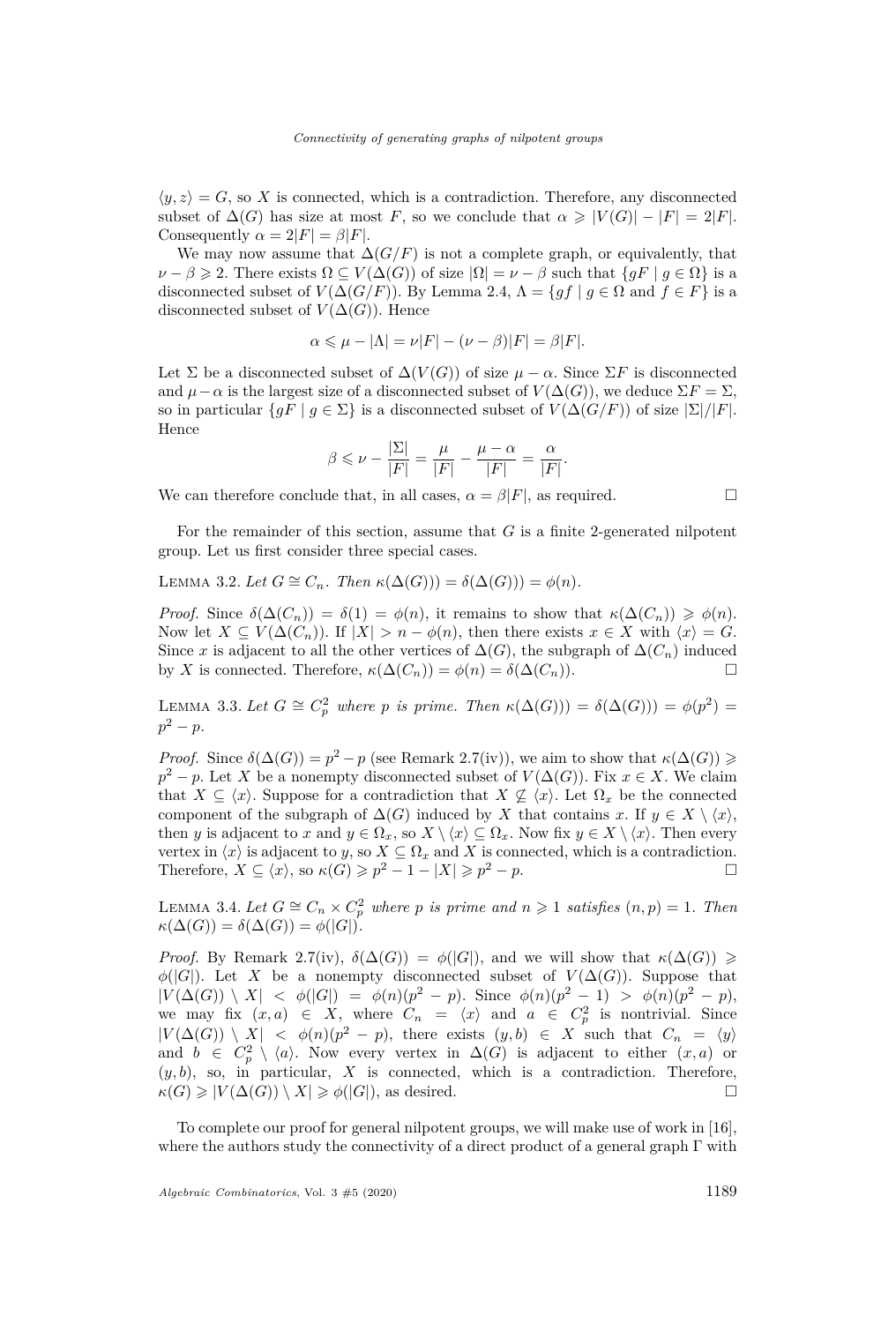$\langle y, z\rangle = G$, so $X$ is connected, which is a contradiction. Therefore, any disconnected subset of $\Delta(G)$ has size at most $F$, so we conclude that $\alpha \geqslant |V(G)| - |F| = 2|F|$. Consequently $\alpha = 2|F| = \beta|F|$.

We may now assume that $\Delta(G/F)$ is not a complete graph, or equivalently, that $\nu - \beta \geqslant 2$. There exists $\Omega \subseteq V(\Delta(G))$ of size $|\Omega| = \nu - \beta$ such that $\{gF \mid g \in \Omega\}$ is a disconnected subset of $V(\Delta(G/F))$. By Lemma 2.4, $\Lambda = \{gf \mid g \in \Omega \text{ and } f \in F\}$ is a disconnected subset of $V(\Delta(G))$. Hence

$$\alpha \leqslant \mu - |\Lambda| = \nu|F| - (\nu - \beta)|F| = \beta|F|.$$

Let $\Sigma$ be a disconnected subset of $\Delta(V(G))$ of size $\mu - \alpha$. Since $\Sigma F$ is disconnected and $\mu - \alpha$ is the largest size of a disconnected subset of $V(\Delta(G))$, we deduce $\Sigma F = \Sigma$, so in particular $\{gF \mid g \in \Sigma\}$ is a disconnected subset of $V(\Delta(G/F))$ of size $|\Sigma|/|F|$. Hence

$$\beta \leqslant \nu - \frac{|\Sigma|}{|F|} = \frac{\mu}{|F|} - \frac{\mu - \alpha}{|F|} = \frac{\alpha}{|F|}.$$

We can therefore conclude that, in all cases, $\alpha = \beta|F|$, as required. $\square$

For the remainder of this section, assume that $G$ is a finite 2-generated nilpotent group. Let us first consider three special cases.

Lemma 3.2. *Let $G \cong C_n$. Then $\kappa(\Delta(G))) = \delta(\Delta(G))) = \phi(n)$.*

*Proof.* Since $\delta(\Delta(C_n)) = \delta(1) = \phi(n)$, it remains to show that $\kappa(\Delta(C_n)) \geqslant \phi(n)$. Now let $X \subseteq V(\Delta(C_n))$. If $|X| > n - \phi(n)$, then there exists $x \in X$ with $\langle x\rangle = G$. Since $x$ is adjacent to all the other vertices of $\Delta(G)$, the subgraph of $\Delta(C_n)$ induced by $X$ is connected. Therefore, $\kappa(\Delta(C_n)) = \phi(n) = \delta(\Delta(C_n))$. $\square$

Lemma 3.3. *Let $G \cong C_p^2$ where $p$ is prime. Then $\kappa(\Delta(G))) = \delta(\Delta(G))) = \phi(p^2) = p^2 - p$.*

*Proof.* Since $\delta(\Delta(G)) = p^2 - p$ (see Remark 2.7(iv)), we aim to show that $\kappa(\Delta(G)) \geqslant p^2 - p$. Let $X$ be a nonempty disconnected subset of $V(\Delta(G))$. Fix $x \in X$. We claim that $X \subseteq \langle x\rangle$. Suppose for a contradiction that $X \not\subseteq \langle x\rangle$. Let $\Omega_x$ be the connected component of the subgraph of $\Delta(G)$ induced by $X$ that contains $x$. If $y \in X \setminus \langle x\rangle$, then $y$ is adjacent to $x$ and $y \in \Omega_x$, so $X \setminus \langle x\rangle \subseteq \Omega_x$. Now fix $y \in X \setminus \langle x\rangle$. Then every vertex in $\langle x\rangle$ is adjacent to $y$, so $X \subseteq \Omega_x$ and $X$ is connected, which is a contradiction. Therefore, $X \subseteq \langle x\rangle$, so $\kappa(G) \geqslant p^2 - 1 - |X| \geqslant p^2 - p$. $\square$

Lemma 3.4. *Let $G \cong C_n \times C_p^2$ where $p$ is prime and $n \geqslant 1$ satisfies $(n, p) = 1$. Then $\kappa(\Delta(G)) = \delta(\Delta(G)) = \phi(|G|)$.*

*Proof.* By Remark 2.7(iv), $\delta(\Delta(G)) = \phi(|G|)$, and we will show that $\kappa(\Delta(G)) \geqslant \phi(|G|)$. Let $X$ be a nonempty disconnected subset of $V(\Delta(G))$. Suppose that $|V(\Delta(G)) \setminus X| < \phi(|G|) = \phi(n)(p^2 - p)$. Since $\phi(n)(p^2 - 1) > \phi(n)(p^2 - p)$, we may fix $(x, a) \in X$, where $C_n = \langle x\rangle$ and $a \in C_p^2$ is nontrivial. Since $|V(\Delta(G)) \setminus X| < \phi(n)(p^2 - p)$, there exists $(y, b) \in X$ such that $C_n = \langle y\rangle$ and $b \in C_p^2 \setminus \langle a\rangle$. Now every vertex in $\Delta(G)$ is adjacent to either $(x, a)$ or $(y, b)$, so, in particular, $X$ is connected, which is a contradiction. Therefore, $\kappa(G) \geqslant |V(\Delta(G)) \setminus X| \geqslant \phi(|G|)$, as desired. $\square$

To complete our proof for general nilpotent groups, we will make use of work in [16], where the authors study the connectivity of a direct product of a general graph $\Gamma$ with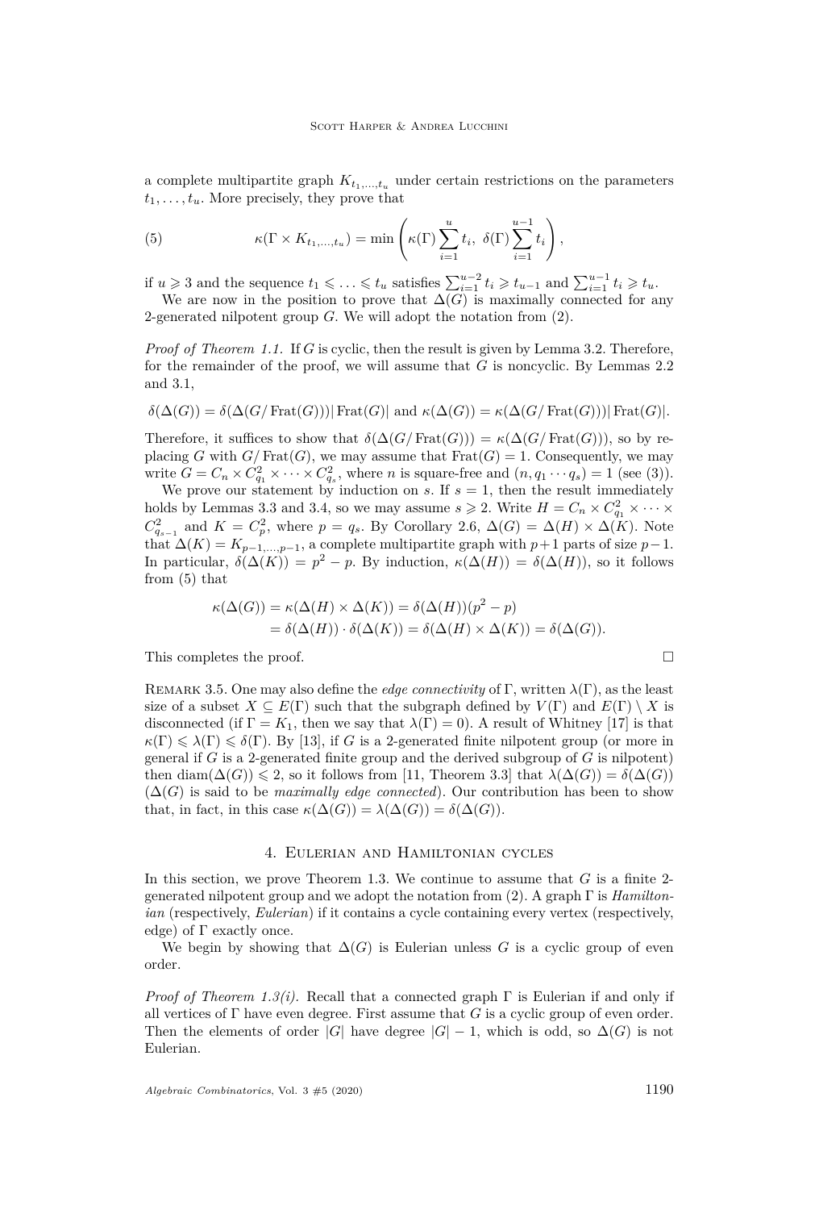a complete multipartite graph $K_{t_1,\dots,t_u}$ under certain restrictions on the parameters $t_1,\dots,t_u$. More precisely, they prove that

$$\kappa(\Gamma \times K_{t_1,\dots,t_u}) = \min\left(\kappa(\Gamma)\sum_{i=1}^{u} t_i,\ \delta(\Gamma)\sum_{i=1}^{u-1} t_i\right), \tag{5}$$

if $u \geqslant 3$ and the sequence $t_1 \leqslant \dots \leqslant t_u$ satisfies $\sum_{i=1}^{u-2} t_i \geqslant t_{u-1}$ and $\sum_{i=1}^{u-1} t_i \geqslant t_u$.

We are now in the position to prove that $\Delta(G)$ is maximally connected for any 2-generated nilpotent group $G$. We will adopt the notation from (2).

*Proof of Theorem 1.1.* If $G$ is cyclic, then the result is given by Lemma 3.2. Therefore, for the remainder of the proof, we will assume that $G$ is noncyclic. By Lemmas 2.2 and 3.1,

$$\delta(\Delta(G)) = \delta(\Delta(G/\operatorname{Frat}(G)))|\operatorname{Frat}(G)| \text{ and } \kappa(\Delta(G)) = \kappa(\Delta(G/\operatorname{Frat}(G)))|\operatorname{Frat}(G)|.$$

Therefore, it suffices to show that $\delta(\Delta(G/\operatorname{Frat}(G))) = \kappa(\Delta(G/\operatorname{Frat}(G)))$, so by replacing $G$ with $G/\operatorname{Frat}(G)$, we may assume that $\operatorname{Frat}(G) = 1$. Consequently, we may write $G = C_n \times C_{q_1}^2 \times \dots \times C_{q_s}^2$, where $n$ is square-free and $(n, q_1 \cdots q_s) = 1$ (see (3)).

We prove our statement by induction on $s$. If $s = 1$, then the result immediately holds by Lemmas 3.3 and 3.4, so we may assume $s \geqslant 2$. Write $H = C_n \times C_{q_1}^2 \times \dots \times C_{q_{s-1}}^2$ and $K = C_p^2$, where $p = q_s$. By Corollary 2.6, $\Delta(G) = \Delta(H) \times \Delta(K)$. Note that $\Delta(K) = K_{p-1,\dots,p-1}$, a complete multipartite graph with $p+1$ parts of size $p-1$. In particular, $\delta(\Delta(K)) = p^2 - p$. By induction, $\kappa(\Delta(H)) = \delta(\Delta(H))$, so it follows from (5) that

$$\begin{aligned}\kappa(\Delta(G)) = \kappa(\Delta(H) \times \Delta(K)) &= \delta(\Delta(H))(p^2 - p) \\ &= \delta(\Delta(H)) \cdot \delta(\Delta(K)) = \delta(\Delta(H) \times \Delta(K)) = \delta(\Delta(G)).\end{aligned}$$

This completes the proof. □

Remark 3.5. One may also define the *edge connectivity* of $\Gamma$, written $\lambda(\Gamma)$, as the least size of a subset $X \subseteq E(\Gamma)$ such that the subgraph defined by $V(\Gamma)$ and $E(\Gamma) \setminus X$ is disconnected (if $\Gamma = K_1$, then we say that $\lambda(\Gamma) = 0$). A result of Whitney [17] is that $\kappa(\Gamma) \leqslant \lambda(\Gamma) \leqslant \delta(\Gamma)$. By [13], if $G$ is a 2-generated finite nilpotent group (or more in general if $G$ is a 2-generated finite group and the derived subgroup of $G$ is nilpotent) then $\operatorname{diam}(\Delta(G)) \leqslant 2$, so it follows from [11, Theorem 3.3] that $\lambda(\Delta(G)) = \delta(\Delta(G))$ ($\Delta(G)$ is said to be *maximally edge connected*). Our contribution has been to show that, in fact, in this case $\kappa(\Delta(G)) = \lambda(\Delta(G)) = \delta(\Delta(G))$.

## 4. Eulerian and Hamiltonian cycles

In this section, we prove Theorem 1.3. We continue to assume that $G$ is a finite 2-generated nilpotent group and we adopt the notation from (2). A graph $\Gamma$ is *Hamiltonian* (respectively, *Eulerian*) if it contains a cycle containing every vertex (respectively, edge) of $\Gamma$ exactly once.

We begin by showing that $\Delta(G)$ is Eulerian unless $G$ is a cyclic group of even order.

*Proof of Theorem 1.3(i).* Recall that a connected graph $\Gamma$ is Eulerian if and only if all vertices of $\Gamma$ have even degree. First assume that $G$ is a cyclic group of even order. Then the elements of order $|G|$ have degree $|G| - 1$, which is odd, so $\Delta(G)$ is not Eulerian.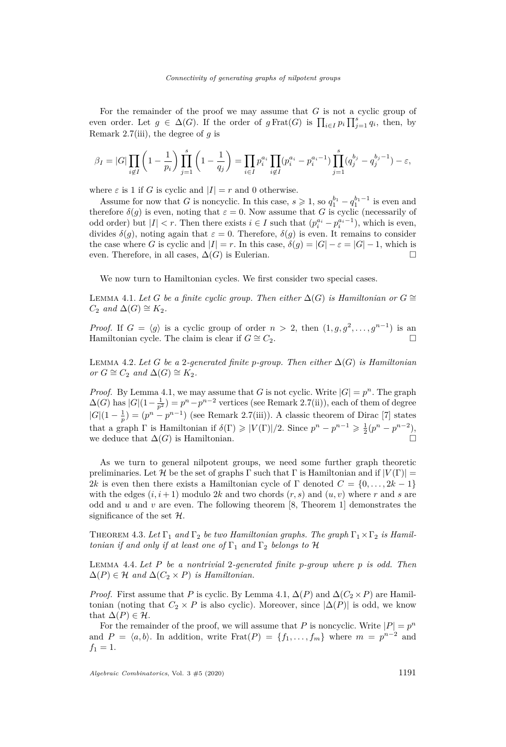For the remainder of the proof we may assume that $G$ is not a cyclic group of even order. Let $g \in \Delta(G)$. If the order of $g\,\mathrm{Frat}(G)$ is $\prod_{i\in I} p_i \prod_{j=1}^{s} q_i$, then, by Remark 2.7(iii), the degree of $g$ is

$$\beta_I = |G| \prod_{i \notin I} \left(1 - \frac{1}{p_i}\right) \prod_{j=1}^{s} \left(1 - \frac{1}{q_j}\right) = \prod_{i \in I} p_i^{a_i} \prod_{i \notin I} (p_i^{a_i} - p_i^{a_i - 1}) \prod_{j=1}^{s} (q_j^{b_j} - q_j^{b_j - 1}) - \varepsilon,$$

where $\varepsilon$ is 1 if $G$ is cyclic and $|I| = r$ and 0 otherwise.

Assume for now that $G$ is noncyclic. In this case, $s \geqslant 1$, so $q_1^{b_1} - q_1^{b_1-1}$ is even and therefore $\delta(g)$ is even, noting that $\varepsilon = 0$. Now assume that $G$ is cyclic (necessarily of odd order) but $|I| < r$. Then there exists $i \in I$ such that $(p_i^{a_i} - p_i^{a_i-1})$, which is even, divides $\delta(g)$, noting again that $\varepsilon = 0$. Therefore, $\delta(g)$ is even. It remains to consider the case where $G$ is cyclic and $|I| = r$. In this case, $\delta(g) = |G| - \varepsilon = |G| - 1$, which is even. Therefore, in all cases, $\Delta(G)$ is Eulerian. $\square$

We now turn to Hamiltonian cycles. We first consider two special cases.

Lemma 4.1. *Let $G$ be a finite cyclic group. Then either $\Delta(G)$ is Hamiltonian or $G \cong C_2$ and $\Delta(G) \cong K_2$.*

*Proof.* If $G = \langle g \rangle$ is a cyclic group of order $n > 2$, then $(1, g, g^2, \dots, g^{n-1})$ is an Hamiltonian cycle. The claim is clear if $G \cong C_2$. $\square$

Lemma 4.2. *Let $G$ be a 2-generated finite $p$-group. Then either $\Delta(G)$ is Hamiltonian or $G \cong C_2$ and $\Delta(G) \cong K_2$.*

*Proof.* By Lemma 4.1, we may assume that $G$ is not cyclic. Write $|G| = p^n$. The graph $\Delta(G)$ has $|G|(1 - \frac{1}{p^2}) = p^n - p^{n-2}$ vertices (see Remark 2.7(ii)), each of them of degree $|G|(1 - \frac{1}{p}) = (p^n - p^{n-1})$ (see Remark 2.7(iii)). A classic theorem of Dirac [7] states that a graph $\Gamma$ is Hamiltonian if $\delta(\Gamma) \geqslant |V(\Gamma)|/2$. Since $p^n - p^{n-1} \geqslant \frac{1}{2}(p^n - p^{n-2})$, we deduce that $\Delta(G)$ is Hamiltonian. $\square$

As we turn to general nilpotent groups, we need some further graph theoretic preliminaries. Let $\mathcal{H}$ be the set of graphs $\Gamma$ such that $\Gamma$ is Hamiltonian and if $|V(\Gamma)| = 2k$ is even then there exists a Hamiltonian cycle of $\Gamma$ denoted $C = \{0, \dots, 2k-1\}$ with the edges $(i, i+1)$ modulo $2k$ and two chords $(r, s)$ and $(u, v)$ where $r$ and $s$ are odd and $u$ and $v$ are even. The following theorem [8, Theorem 1] demonstrates the significance of the set $\mathcal{H}$.

Theorem 4.3. *Let $\Gamma_1$ and $\Gamma_2$ be two Hamiltonian graphs. The graph $\Gamma_1 \times \Gamma_2$ is Hamiltonian if and only if at least one of $\Gamma_1$ and $\Gamma_2$ belongs to $\mathcal{H}$*

Lemma 4.4. *Let $P$ be a nontrivial 2-generated finite $p$-group where $p$ is odd. Then $\Delta(P) \in \mathcal{H}$ and $\Delta(C_2 \times P)$ is Hamiltonian.*

*Proof.* First assume that $P$ is cyclic. By Lemma 4.1, $\Delta(P)$ and $\Delta(C_2 \times P)$ are Hamiltonian (noting that $C_2 \times P$ is also cyclic). Moreover, since $|\Delta(P)|$ is odd, we know that $\Delta(P) \in \mathcal{H}$.

For the remainder of the proof, we will assume that $P$ is noncyclic. Write $|P| = p^n$ and $P = \langle a, b \rangle$. In addition, write $\mathrm{Frat}(P) = \{f_1, \dots, f_m\}$ where $m = p^{n-2}$ and $f_1 = 1$.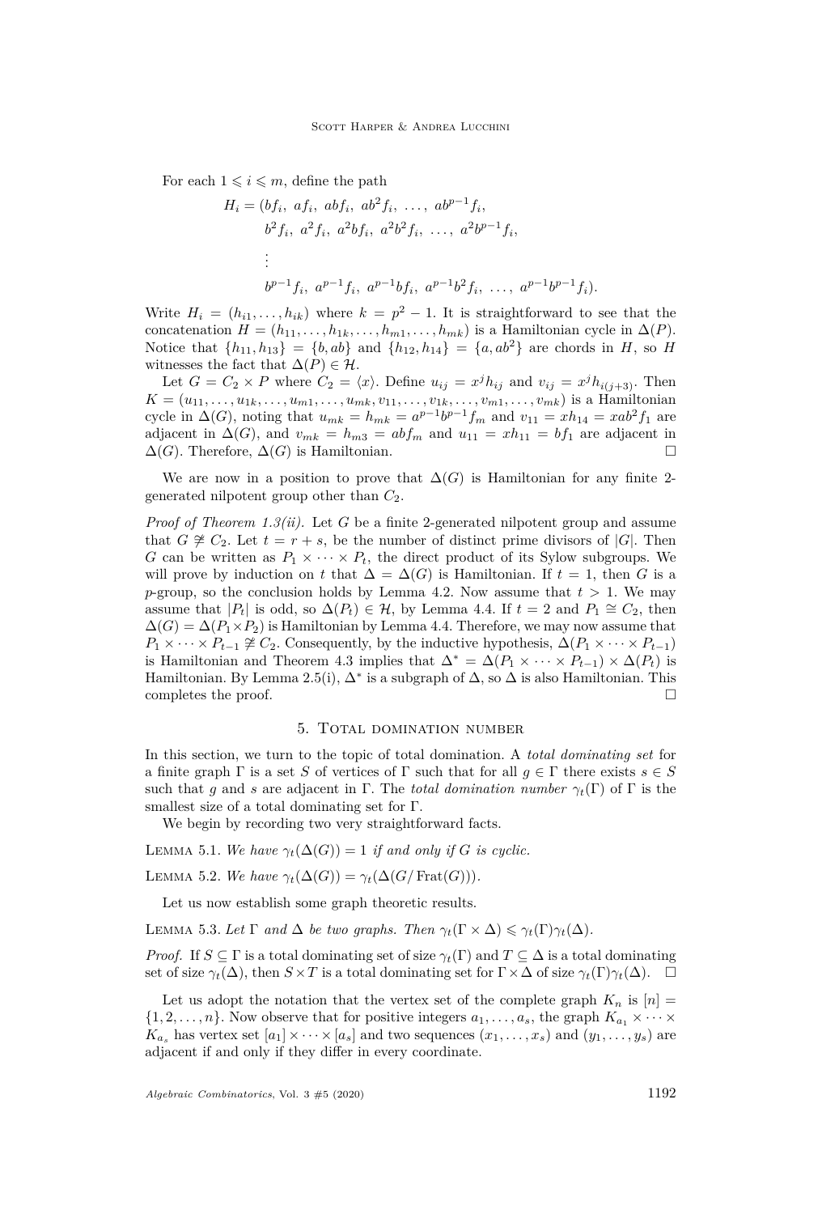For each $1 \leqslant i \leqslant m$, define the path

$$
\begin{aligned}
H_i = (&bf_i,\ af_i,\ abf_i,\ ab^2f_i,\ \dots,\ ab^{p-1}f_i,\\
&b^2f_i,\ a^2f_i,\ a^2bf_i,\ a^2b^2f_i,\ \dots,\ a^2b^{p-1}f_i,\\
&\vdots\\
&b^{p-1}f_i,\ a^{p-1}f_i,\ a^{p-1}bf_i,\ a^{p-1}b^2f_i,\ \dots,\ a^{p-1}b^{p-1}f_i).
\end{aligned}
$$

Write $H_i = (h_{i1}, \dots, h_{ik})$ where $k = p^2 - 1$. It is straightforward to see that the concatenation $H = (h_{11}, \dots, h_{1k}, \dots, h_{m1}, \dots, h_{mk})$ is a Hamiltonian cycle in $\Delta(P)$. Notice that $\{h_{11}, h_{13}\} = \{b, ab\}$ and $\{h_{12}, h_{14}\} = \{a, ab^2\}$ are chords in $H$, so $H$ witnesses the fact that $\Delta(P) \in \mathcal{H}$.

Let $G = C_2 \times P$ where $C_2 = \langle x \rangle$. Define $u_{ij} = x^j h_{ij}$ and $v_{ij} = x^j h_{i(j+3)}$. Then $K = (u_{11}, \dots, u_{1k}, \dots, u_{m1}, \dots, u_{mk}, v_{11}, \dots, v_{1k}, \dots, v_{m1}, \dots, v_{mk})$ is a Hamiltonian cycle in $\Delta(G)$, noting that $u_{mk} = h_{mk} = a^{p-1}b^{p-1}f_m$ and $v_{11} = xh_{14} = xab^2f_1$ are adjacent in $\Delta(G)$, and $v_{mk} = h_{m3} = abf_m$ and $u_{11} = xh_{11} = bf_1$ are adjacent in $\Delta(G)$. Therefore, $\Delta(G)$ is Hamiltonian. $\square$

We are now in a position to prove that $\Delta(G)$ is Hamiltonian for any finite 2-generated nilpotent group other than $C_2$.

*Proof of Theorem 1.3(ii).* Let $G$ be a finite 2-generated nilpotent group and assume that $G \not\cong C_2$. Let $t = r + s$, be the number of distinct prime divisors of $|G|$. Then $G$ can be written as $P_1 \times \cdots \times P_t$, the direct product of its Sylow subgroups. We will prove by induction on $t$ that $\Delta = \Delta(G)$ is Hamiltonian. If $t = 1$, then $G$ is a $p$-group, so the conclusion holds by Lemma 4.2. Now assume that $t > 1$. We may assume that $|P_t|$ is odd, so $\Delta(P_t) \in \mathcal{H}$, by Lemma 4.4. If $t = 2$ and $P_1 \cong C_2$, then $\Delta(G) = \Delta(P_1 \times P_2)$ is Hamiltonian by Lemma 4.4. Therefore, we may now assume that $P_1 \times \cdots \times P_{t-1} \not\cong C_2$. Consequently, by the inductive hypothesis, $\Delta(P_1 \times \cdots \times P_{t-1})$ is Hamiltonian and Theorem 4.3 implies that $\Delta^* = \Delta(P_1 \times \cdots \times P_{t-1}) \times \Delta(P_t)$ is Hamiltonian. By Lemma 2.5(i), $\Delta^*$ is a subgraph of $\Delta$, so $\Delta$ is also Hamiltonian. This completes the proof. $\square$

## 5. Total domination number

In this section, we turn to the topic of total domination. A *total dominating set* for a finite graph $\Gamma$ is a set $S$ of vertices of $\Gamma$ such that for all $g \in \Gamma$ there exists $s \in S$ such that $g$ and $s$ are adjacent in $\Gamma$. The *total domination number* $\gamma_t(\Gamma)$ of $\Gamma$ is the smallest size of a total dominating set for $\Gamma$.

We begin by recording two very straightforward facts.

Lemma 5.1. *We have $\gamma_t(\Delta(G)) = 1$ if and only if $G$ is cyclic.*

Lemma 5.2. *We have $\gamma_t(\Delta(G)) = \gamma_t(\Delta(G/\operatorname{Frat}(G)))$.*

Let us now establish some graph theoretic results.

Lemma 5.3. *Let $\Gamma$ and $\Delta$ be two graphs. Then $\gamma_t(\Gamma \times \Delta) \leqslant \gamma_t(\Gamma)\gamma_t(\Delta)$.*

*Proof.* If $S \subseteq \Gamma$ is a total dominating set of size $\gamma_t(\Gamma)$ and $T \subseteq \Delta$ is a total dominating set of size $\gamma_t(\Delta)$, then $S \times T$ is a total dominating set for $\Gamma \times \Delta$ of size $\gamma_t(\Gamma)\gamma_t(\Delta)$. $\square$

Let us adopt the notation that the vertex set of the complete graph $K_n$ is $[n] = \{1, 2, \dots, n\}$. Now observe that for positive integers $a_1, \dots, a_s$, the graph $K_{a_1} \times \cdots \times K_{a_s}$ has vertex set $[a_1] \times \cdots \times [a_s]$ and two sequences $(x_1, \dots, x_s)$ and $(y_1, \dots, y_s)$ are adjacent if and only if they differ in every coordinate.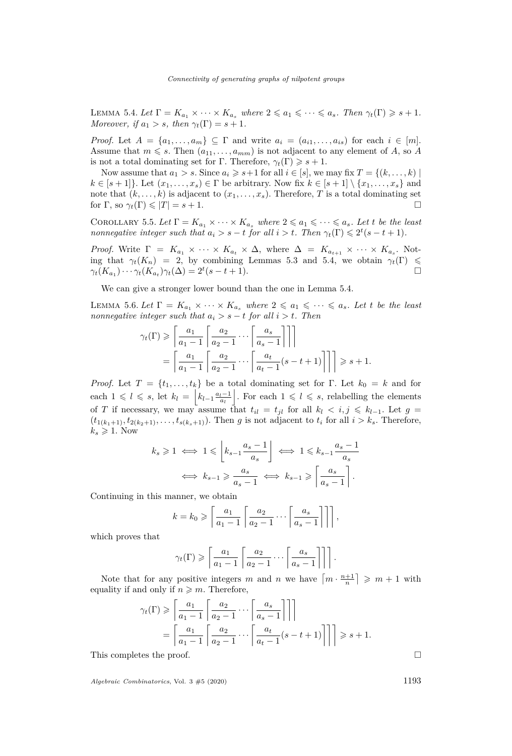Lemma 5.4. *Let $\Gamma = K_{a_1} \times \cdots \times K_{a_s}$ where $2 \leqslant a_1 \leqslant \cdots \leqslant a_s$. Then $\gamma_t(\Gamma) \geqslant s+1$. Moreover, if $a_1 > s$, then $\gamma_t(\Gamma) = s+1$.*

*Proof.* Let $A = \{a_1, \dots, a_m\} \subseteq \Gamma$ and write $a_i = (a_{i1}, \dots, a_{is})$ for each $i \in [m]$. Assume that $m \leqslant s$. Then $(a_{11}, \dots, a_{mm})$ is not adjacent to any element of $A$, so $A$ is not a total dominating set for $\Gamma$. Therefore, $\gamma_t(\Gamma) \geqslant s+1$.

Now assume that $a_1 > s$. Since $a_i \geqslant s+1$ for all $i \in [s]$, we may fix $T = \{(k, \dots, k) \mid k \in [s+1]\}$. Let $(x_1, \dots, x_s) \in \Gamma$ be arbitrary. Now fix $k \in [s+1] \setminus \{x_1, \dots, x_s\}$ and note that $(k, \dots, k)$ is adjacent to $(x_1, \dots, x_s)$. Therefore, $T$ is a total dominating set for $\Gamma$, so $\gamma_t(\Gamma) \leqslant |T| = s+1$. $\square$

Corollary 5.5. *Let $\Gamma = K_{a_1} \times \cdots \times K_{a_s}$ where $2 \leqslant a_1 \leqslant \cdots \leqslant a_s$. Let $t$ be the least nonnegative integer such that $a_i > s-t$ for all $i > t$. Then $\gamma_t(\Gamma) \leqslant 2^t(s-t+1)$.*

*Proof.* Write $\Gamma = K_{a_1} \times \cdots \times K_{a_t} \times \Delta$, where $\Delta = K_{a_{t+1}} \times \cdots \times K_{a_s}$. Noting that $\gamma_t(K_n) = 2$, by combining Lemmas 5.3 and 5.4, we obtain $\gamma_t(\Gamma) \leqslant \gamma_t(K_{a_1}) \cdots \gamma_t(K_{a_t})\gamma_t(\Delta) = 2^t(s-t+1)$. $\square$

We can give a stronger lower bound than the one in Lemma 5.4.

Lemma 5.6. *Let $\Gamma = K_{a_1} \times \cdots \times K_{a_s}$ where $2 \leqslant a_1 \leqslant \cdots \leqslant a_s$. Let $t$ be the least nonnegative integer such that $a_i > s-t$ for all $i > t$. Then*

$$\begin{aligned}\gamma_t(\Gamma) &\geqslant \left\lceil \frac{a_1}{a_1-1} \left\lceil \frac{a_2}{a_2-1} \cdots \left\lceil \frac{a_s}{a_s-1} \right\rceil \right\rceil \right\rceil \\ &= \left\lceil \frac{a_1}{a_1-1} \left\lceil \frac{a_2}{a_2-1} \cdots \left\lceil \frac{a_t}{a_t-1}(s-t+1) \right\rceil \right\rceil \right\rceil \geqslant s+1.\end{aligned}$$

*Proof.* Let $T = \{t_1, \dots, t_k\}$ be a total dominating set for $\Gamma$. Let $k_0 = k$ and for each $1 \leqslant l \leqslant s$, let $k_l = \left\lfloor k_{l-1} \frac{a_l - 1}{a_l} \right\rfloor$. For each $1 \leqslant l \leqslant s$, relabelling the elements of $T$ if necessary, we may assume that $t_{il} = t_{jl}$ for all $k_l < i, j \leqslant k_{l-1}$. Let $g = (t_{1(k_1+1)}, t_{2(k_2+1)}, \dots, t_{s(k_s+1)})$. Then $g$ is not adjacent to $t_i$ for all $i > k_s$. Therefore, $k_s \geqslant 1$. Now

$$\begin{aligned} k_s \geqslant 1 \iff 1 \leqslant \left\lfloor k_{s-1} \frac{a_s - 1}{a_s} \right\rfloor \iff 1 \leqslant k_{s-1} \frac{a_s-1}{a_s} \\ \iff k_{s-1} \geqslant \frac{a_s}{a_s-1} \iff k_{s-1} \geqslant \left\lceil \frac{a_s}{a_s - 1} \right\rceil. \end{aligned}$$

Continuing in this manner, we obtain

$$k = k_0 \geqslant \left\lceil \frac{a_1}{a_1-1} \left\lceil \frac{a_2}{a_2-1} \cdots \left\lceil \frac{a_s}{a_s-1} \right\rceil \right\rceil \right\rceil,$$

which proves that

$$\gamma_t(\Gamma) \geqslant \left\lceil \frac{a_1}{a_1-1} \left\lceil \frac{a_2}{a_2-1} \cdots \left\lceil \frac{a_s}{a_s-1} \right\rceil \right\rceil \right\rceil.$$

Note that for any positive integers $m$ and $n$ we have $\lceil m \cdot \frac{n+1}{n} \rceil \geqslant m+1$ with equality if and only if $n \geqslant m$. Therefore,

$$\begin{aligned}\gamma_t(\Gamma) &\geqslant \left\lceil \frac{a_1}{a_1-1} \left\lceil \frac{a_2}{a_2-1} \cdots \left\lceil \frac{a_s}{a_s-1} \right\rceil \right\rceil \right\rceil \\ &= \left\lceil \frac{a_1}{a_1-1} \left\lceil \frac{a_2}{a_2-1} \cdots \left\lceil \frac{a_t}{a_t-1}(s-t+1) \right\rceil \right\rceil \right\rceil \geqslant s+1.\end{aligned}$$

This completes the proof. $\square$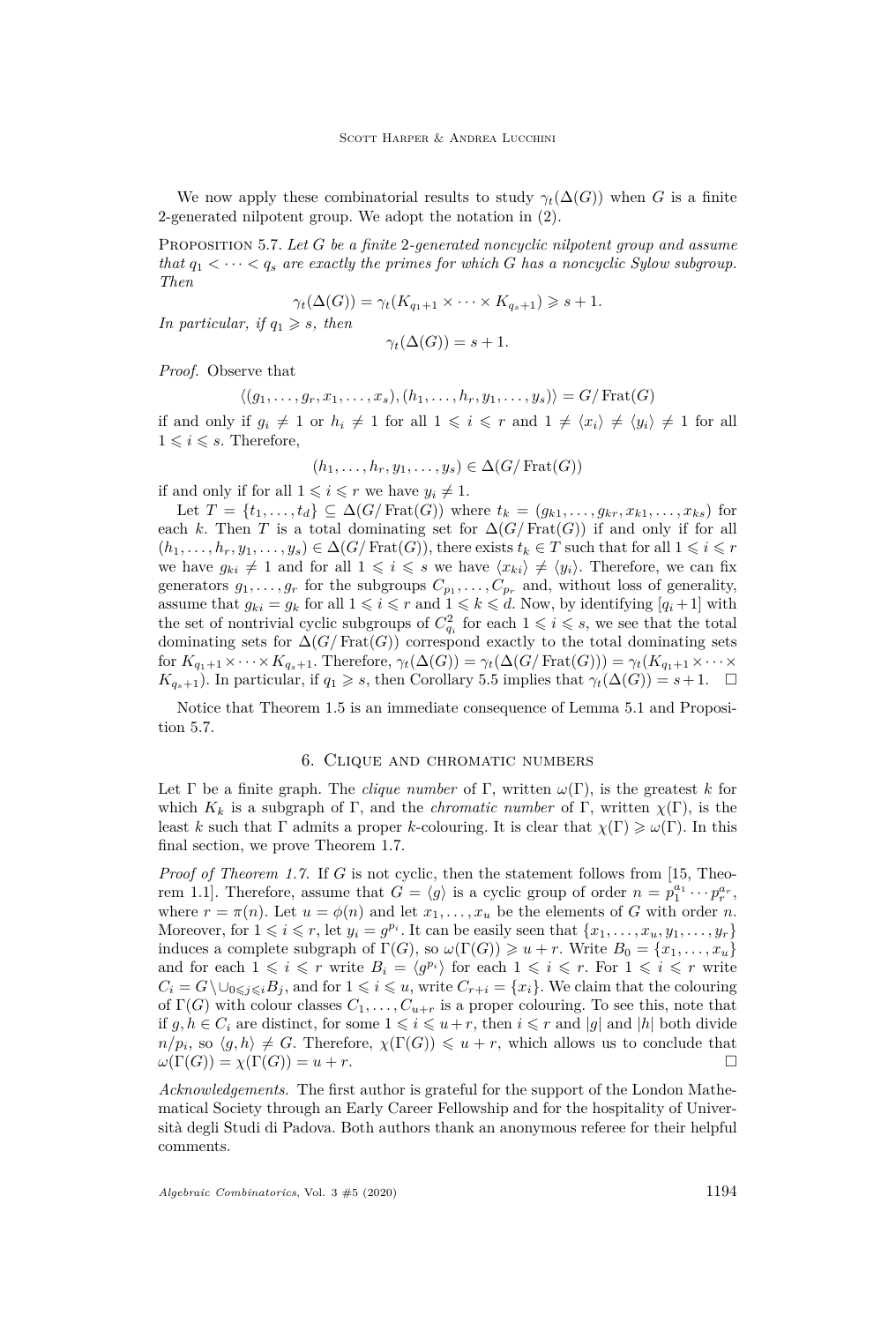We now apply these combinatorial results to study $\gamma_t(\Delta(G))$ when $G$ is a finite 2-generated nilpotent group. We adopt the notation in (2).

Proposition 5.7. *Let $G$ be a finite 2-generated noncyclic nilpotent group and assume that $q_1 < \cdots < q_s$ are exactly the primes for which $G$ has a noncyclic Sylow subgroup. Then*

$$\gamma_t(\Delta(G)) = \gamma_t(K_{q_1+1} \times \cdots \times K_{q_s+1}) \geqslant s+1.$$

*In particular, if $q_1 \geqslant s$, then*

$$\gamma_t(\Delta(G)) = s+1.$$

*Proof.* Observe that

$$\langle (g_1, \dots, g_r, x_1, \dots, x_s), (h_1, \dots, h_r, y_1, \dots, y_s) \rangle = G/\operatorname{Frat}(G)$$

if and only if $g_i \neq 1$ or $h_i \neq 1$ for all $1 \leqslant i \leqslant r$ and $1 \neq \langle x_i \rangle \neq \langle y_i \rangle \neq 1$ for all $1 \leqslant i \leqslant s$. Therefore,

$$(h_1, \dots, h_r, y_1, \dots, y_s) \in \Delta(G/\operatorname{Frat}(G))$$

if and only if for all $1 \leqslant i \leqslant r$ we have $y_i \neq 1$.

Let $T = \{t_1, \dots, t_d\} \subseteq \Delta(G/\operatorname{Frat}(G))$ where $t_k = (g_{k1}, \dots, g_{kr}, x_{k1}, \dots, x_{ks})$ for each $k$. Then $T$ is a total dominating set for $\Delta(G/\operatorname{Frat}(G))$ if and only if for all $(h_1, \dots, h_r, y_1, \dots, y_s) \in \Delta(G/\operatorname{Frat}(G))$, there exists $t_k \in T$ such that for all $1 \leqslant i \leqslant r$ we have $g_{ki} \neq 1$ and for all $1 \leqslant i \leqslant s$ we have $\langle x_{ki} \rangle \neq \langle y_i \rangle$. Therefore, we can fix generators $g_1, \dots, g_r$ for the subgroups $C_{p_1}, \dots, C_{p_r}$ and, without loss of generality, assume that $g_{ki} = g_k$ for all $1 \leqslant i \leqslant r$ and $1 \leqslant k \leqslant d$. Now, by identifying $[q_i+1]$ with the set of nontrivial cyclic subgroups of $C_{q_i}^2$ for each $1 \leqslant i \leqslant s$, we see that the total dominating sets for $\Delta(G/\operatorname{Frat}(G))$ correspond exactly to the total dominating sets for $K_{q_1+1} \times \cdots \times K_{q_s+1}$. Therefore, $\gamma_t(\Delta(G)) = \gamma_t(\Delta(G/\operatorname{Frat}(G))) = \gamma_t(K_{q_1+1} \times \cdots \times K_{q_s+1})$. In particular, if $q_1 \geqslant s$, then Corollary 5.5 implies that $\gamma_t(\Delta(G)) = s+1$. $\square$

Notice that Theorem 1.5 is an immediate consequence of Lemma 5.1 and Proposition 5.7.

## 6. Clique and chromatic numbers

Let $\Gamma$ be a finite graph. The *clique number* of $\Gamma$, written $\omega(\Gamma)$, is the greatest $k$ for which $K_k$ is a subgraph of $\Gamma$, and the *chromatic number* of $\Gamma$, written $\chi(\Gamma)$, is the least $k$ such that $\Gamma$ admits a proper $k$-colouring. It is clear that $\chi(\Gamma) \geqslant \omega(\Gamma)$. In this final section, we prove Theorem 1.7.

*Proof of Theorem 1.7.* If $G$ is not cyclic, then the statement follows from [15, Theorem 1.1]. Therefore, assume that $G = \langle g \rangle$ is a cyclic group of order $n = p_1^{a_1} \cdots p_r^{a_r}$, where $r = \pi(n)$. Let $u = \phi(n)$ and let $x_1, \dots, x_u$ be the elements of $G$ with order $n$. Moreover, for $1 \leqslant i \leqslant r$, let $y_i = g^{p_i}$. It can be easily seen that $\{x_1, \dots, x_u, y_1, \dots, y_r\}$ induces a complete subgraph of $\Gamma(G)$, so $\omega(\Gamma(G)) \geqslant u + r$. Write $B_0 = \{x_1, \dots, x_u\}$ and for each $1 \leqslant i \leqslant r$ write $B_i = \langle g^{p_i} \rangle$ for each $1 \leqslant i \leqslant r$. For $1 \leqslant i \leqslant r$ write $C_i = G \setminus \cup_{0 \leqslant j \leqslant i} B_j$, and for $1 \leqslant i \leqslant u$, write $C_{r+i} = \{x_i\}$. We claim that the colouring of $\Gamma(G)$ with colour classes $C_1, \dots, C_{u+r}$ is a proper colouring. To see this, note that if $g, h \in C_i$ are distinct, for some $1 \leqslant i \leqslant u+r$, then $i \leqslant r$ and $|g|$ and $|h|$ both divide $n/p_i$, so $\langle g, h \rangle \neq G$. Therefore, $\chi(\Gamma(G)) \leqslant u + r$, which allows us to conclude that $\omega(\Gamma(G)) = \chi(\Gamma(G)) = u + r$. $\square$

*Acknowledgements.* The first author is grateful for the support of the London Mathematical Society through an Early Career Fellowship and for the hospitality of Università degli Studi di Padova. Both authors thank an anonymous referee for their helpful comments.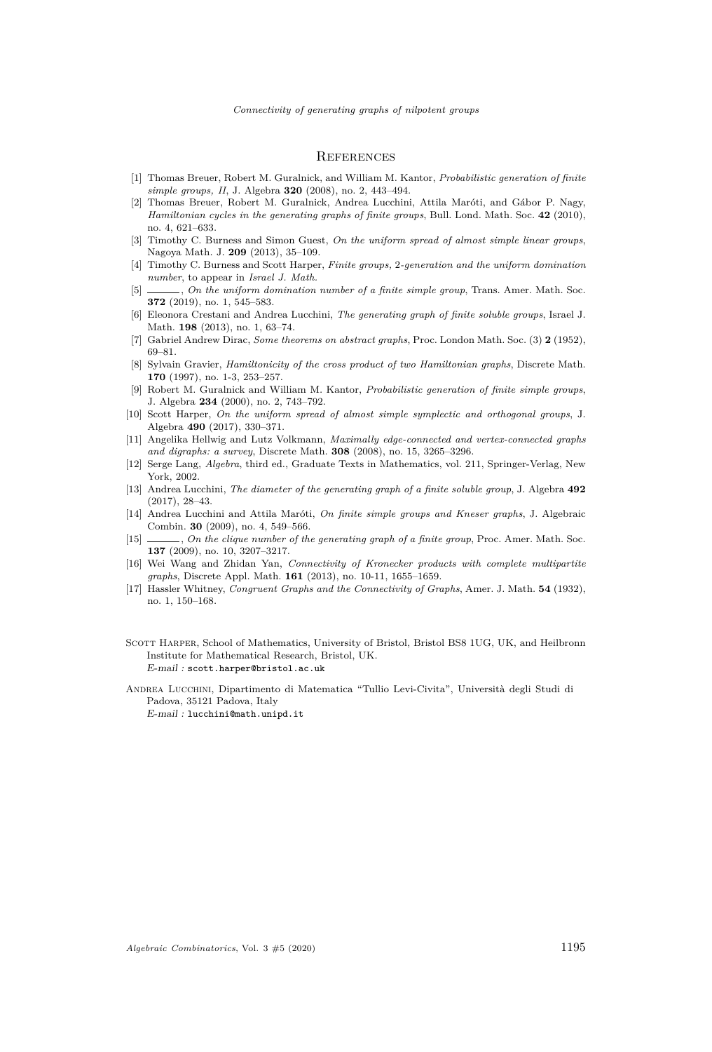## References

[1] Thomas Breuer, Robert M. Guralnick, and William M. Kantor, *Probabilistic generation of finite simple groups, II*, J. Algebra **320** (2008), no. 2, 443–494.

[2] Thomas Breuer, Robert M. Guralnick, Andrea Lucchini, Attila Maróti, and Gábor P. Nagy, *Hamiltonian cycles in the generating graphs of finite groups*, Bull. Lond. Math. Soc. **42** (2010), no. 4, 621–633.

[3] Timothy C. Burness and Simon Guest, *On the uniform spread of almost simple linear groups*, Nagoya Math. J. **209** (2013), 35–109.

[4] Timothy C. Burness and Scott Harper, *Finite groups, 2-generation and the uniform domination number*, to appear in *Israel J. Math.*

[5] ———, *On the uniform domination number of a finite simple group*, Trans. Amer. Math. Soc. **372** (2019), no. 1, 545–583.

[6] Eleonora Crestani and Andrea Lucchini, *The generating graph of finite soluble groups*, Israel J. Math. **198** (2013), no. 1, 63–74.

[7] Gabriel Andrew Dirac, *Some theorems on abstract graphs*, Proc. London Math. Soc. (3) **2** (1952), 69–81.

[8] Sylvain Gravier, *Hamiltonicity of the cross product of two Hamiltonian graphs*, Discrete Math. **170** (1997), no. 1-3, 253–257.

[9] Robert M. Guralnick and William M. Kantor, *Probabilistic generation of finite simple groups*, J. Algebra **234** (2000), no. 2, 743–792.

[10] Scott Harper, *On the uniform spread of almost simple symplectic and orthogonal groups*, J. Algebra **490** (2017), 330–371.

[11] Angelika Hellwig and Lutz Volkmann, *Maximally edge-connected and vertex-connected graphs and digraphs: a survey*, Discrete Math. **308** (2008), no. 15, 3265–3296.

[12] Serge Lang, *Algebra*, third ed., Graduate Texts in Mathematics, vol. 211, Springer-Verlag, New York, 2002.

[13] Andrea Lucchini, *The diameter of the generating graph of a finite soluble group*, J. Algebra **492** (2017), 28–43.

[14] Andrea Lucchini and Attila Maróti, *On finite simple groups and Kneser graphs*, J. Algebraic Combin. **30** (2009), no. 4, 549–566.

[15] ———, *On the clique number of the generating graph of a finite group*, Proc. Amer. Math. Soc. **137** (2009), no. 10, 3207–3217.

[16] Wei Wang and Zhidan Yan, *Connectivity of Kronecker products with complete multipartite graphs*, Discrete Appl. Math. **161** (2013), no. 10-11, 1655–1659.

[17] Hassler Whitney, *Congruent Graphs and the Connectivity of Graphs*, Amer. J. Math. **54** (1932), no. 1, 150–168.

Scott Harper, School of Mathematics, University of Bristol, Bristol BS8 1UG, UK, and Heilbronn Institute for Mathematical Research, Bristol, UK.
*E-mail :* scott.harper@bristol.ac.uk

Andrea Lucchini, Dipartimento di Matematica "Tullio Levi-Civita", Università degli Studi di Padova, 35121 Padova, Italy
*E-mail :* lucchini@math.unipd.it